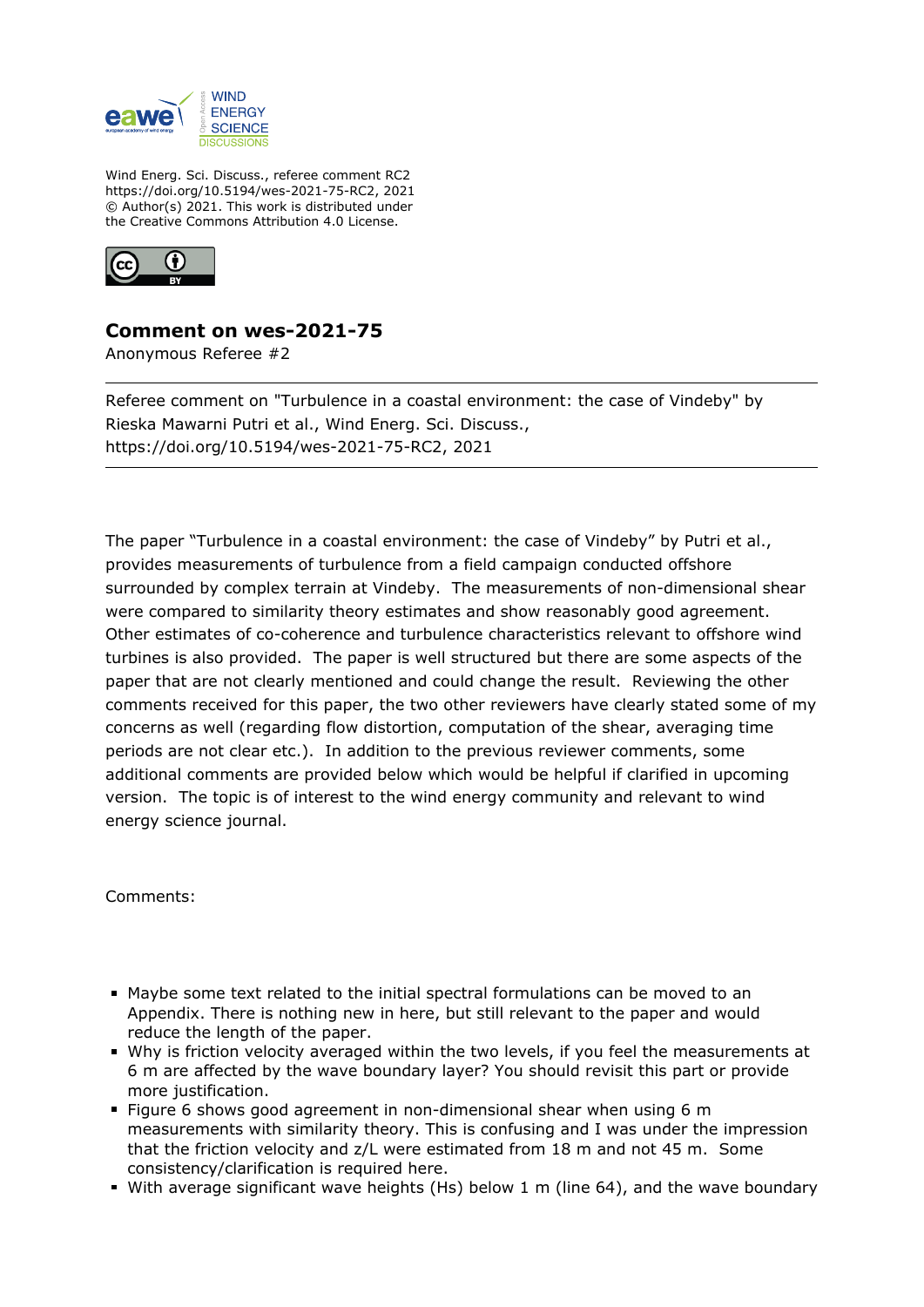Wind Energ. Sci. Discuss., referee comment RC2
https://doi.org/10.5194/wes-2021-75-RC2, 2021
© Author(s) 2021. This work is distributed under
the Creative Commons Attribution 4.0 License.

# Comment on wes-2021-75

Anonymous Referee #2

---

Referee comment on "Turbulence in a coastal environment: the case of Vindeby" by Rieska Mawarni Putri et al., Wind Energ. Sci. Discuss., https://doi.org/10.5194/wes-2021-75-RC2, 2021

---

The paper "Turbulence in a coastal environment: the case of Vindeby" by Putri et al., provides measurements of turbulence from a field campaign conducted offshore surrounded by complex terrain at Vindeby. The measurements of non-dimensional shear were compared to similarity theory estimates and show reasonably good agreement. Other estimates of co-coherence and turbulence characteristics relevant to offshore wind turbines is also provided. The paper is well structured but there are some aspects of the paper that are not clearly mentioned and could change the result. Reviewing the other comments received for this paper, the two other reviewers have clearly stated some of my concerns as well (regarding flow distortion, computation of the shear, averaging time periods are not clear etc.). In addition to the previous reviewer comments, some additional comments are provided below which would be helpful if clarified in upcoming version. The topic is of interest to the wind energy community and relevant to wind energy science journal.

Comments:

- Maybe some text related to the initial spectral formulations can be moved to an Appendix. There is nothing new in here, but still relevant to the paper and would reduce the length of the paper.
- Why is friction velocity averaged within the two levels, if you feel the measurements at 6 m are affected by the wave boundary layer? You should revisit this part or provide more justification.
- Figure 6 shows good agreement in non-dimensional shear when using 6 m measurements with similarity theory. This is confusing and I was under the impression that the friction velocity and z/L were estimated from 18 m and not 45 m. Some consistency/clarification is required here.
- With average significant wave heights (Hs) below 1 m (line 64), and the wave boundary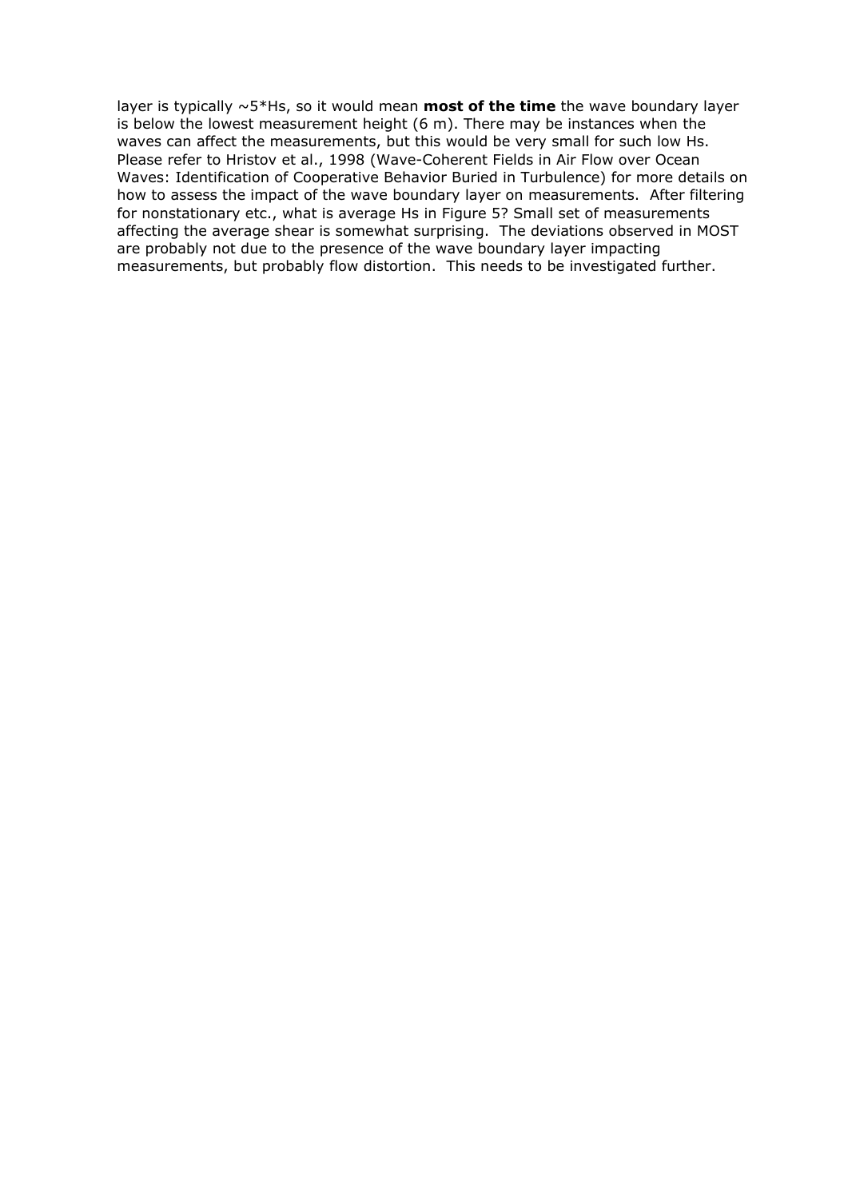layer is typically ~5*Hs, so it would mean **most of the time** the wave boundary layer is below the lowest measurement height (6 m). There may be instances when the waves can affect the measurements, but this would be very small for such low Hs. Please refer to Hristov et al., 1998 (Wave-Coherent Fields in Air Flow over Ocean Waves: Identification of Cooperative Behavior Buried in Turbulence) for more details on how to assess the impact of the wave boundary layer on measurements. After filtering for nonstationary etc., what is average Hs in Figure 5? Small set of measurements affecting the average shear is somewhat surprising. The deviations observed in MOST are probably not due to the presence of the wave boundary layer impacting measurements, but probably flow distortion. This needs to be investigated further.